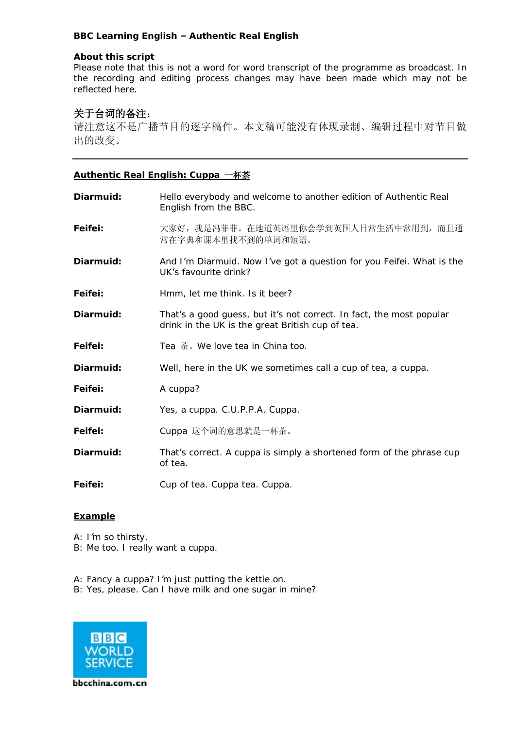**BBC Learning English – Authentic Real English**

**About this script**
Please note that this is not a word for word transcript of the programme as broadcast. In the recording and editing process changes may have been made which may not be reflected here.

**关于台词的备注：**
请注意这不是广播节目的逐字稿件。本文稿可能没有体现录制、编辑过程中对节目做出的改变。

---

## Authentic Real English: Cuppa 一杯茶

**Diarmuid:** Hello everybody and welcome to another edition of Authentic Real English from the BBC.

**Feifei:** 大家好，我是冯菲菲。在地道英语里你会学到英国人日常生活中常用到，而且通常在字典和课本里找不到的单词和短语。

**Diarmuid:** And I'm Diarmuid. Now I've got a question for you Feifei. What is the UK's favourite drink?

**Feifei:** Hmm, let me think. Is it beer?

**Diarmuid:** That's a good guess, but it's not correct. In fact, the most popular drink in the UK is the great British cup of tea.

**Feifei:** Tea 茶。We love tea in China too.

**Diarmuid:** Well, here in the UK we sometimes call a cup of tea, a cuppa.

**Feifei:** A cuppa?

**Diarmuid:** Yes, a cuppa. C.U.P.P.A. Cuppa.

**Feifei:** Cuppa 这个词的意思就是一杯茶。

**Diarmuid:** That's correct. A cuppa is simply a shortened form of the phrase cup of tea.

**Feifei:** Cup of tea. Cuppa tea. Cuppa.

### Example

A: I'm so thirsty.
B: Me too. I really want a cuppa.

A: Fancy a cuppa? I'm just putting the kettle on.
B: Yes, please. Can I have milk and one sugar in mine?

BBC WORLD SERVICE

bbcchina.com.cn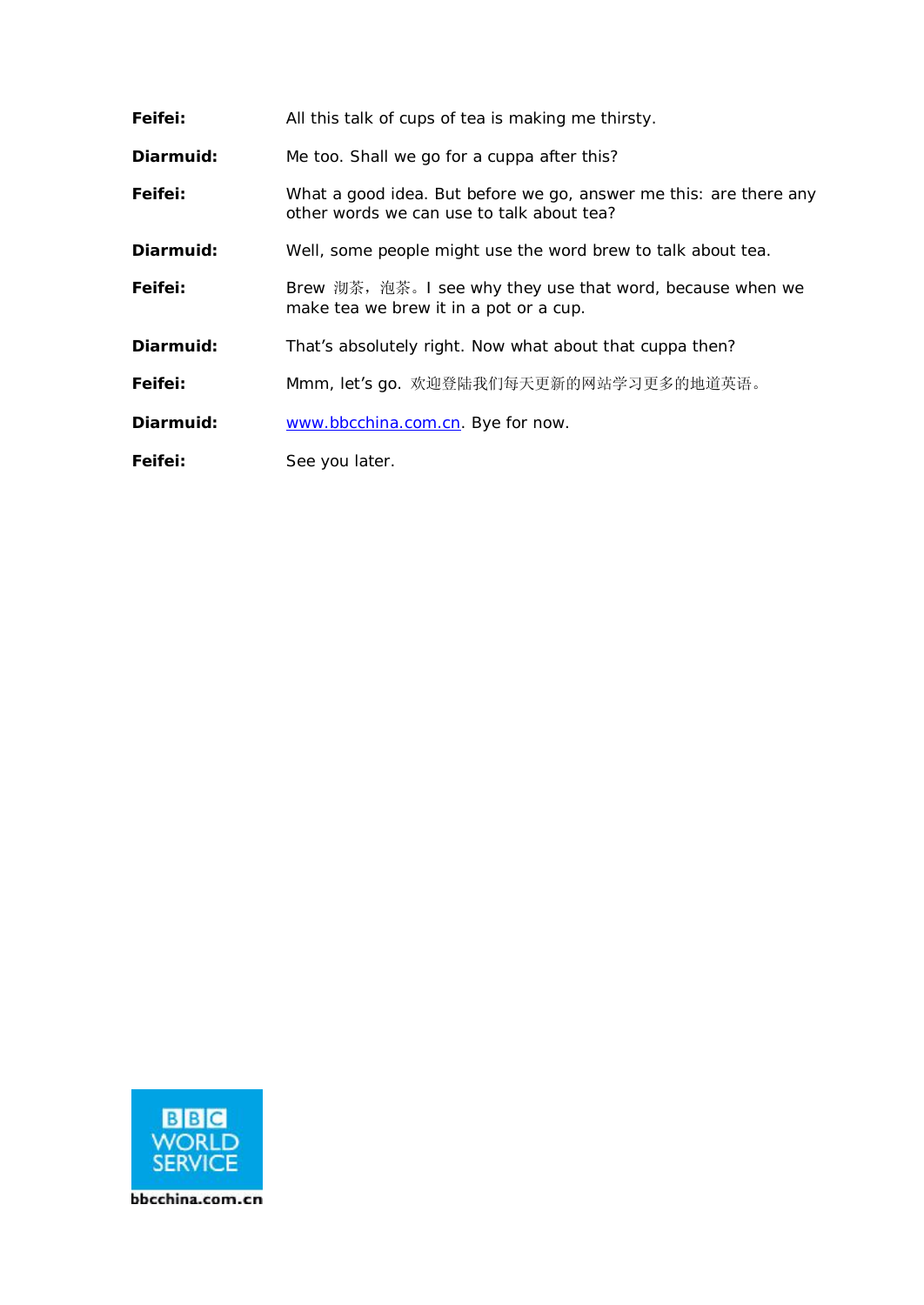**Feifei:** All this talk of cups of tea is making me thirsty.

**Diarmuid:** Me too. Shall we go for a cuppa after this?

**Feifei:** What a good idea. But before we go, answer me this: are there any other words we can use to talk about tea?

**Diarmuid:** Well, some people might use the word brew to talk about tea.

**Feifei:** Brew 沏茶，泡茶。I see why they use that word, because when we make tea we brew it in a pot or a cup.

**Diarmuid:** That's absolutely right. Now what about that cuppa then?

**Feifei:** Mmm, let's go. 欢迎登陆我们每天更新的网站学习更多的地道英语。

**Diarmuid:** www.bbcchina.com.cn. Bye for now.

**Feifei:** See you later.

BBC WORLD SERVICE

bbcchina.com.cn